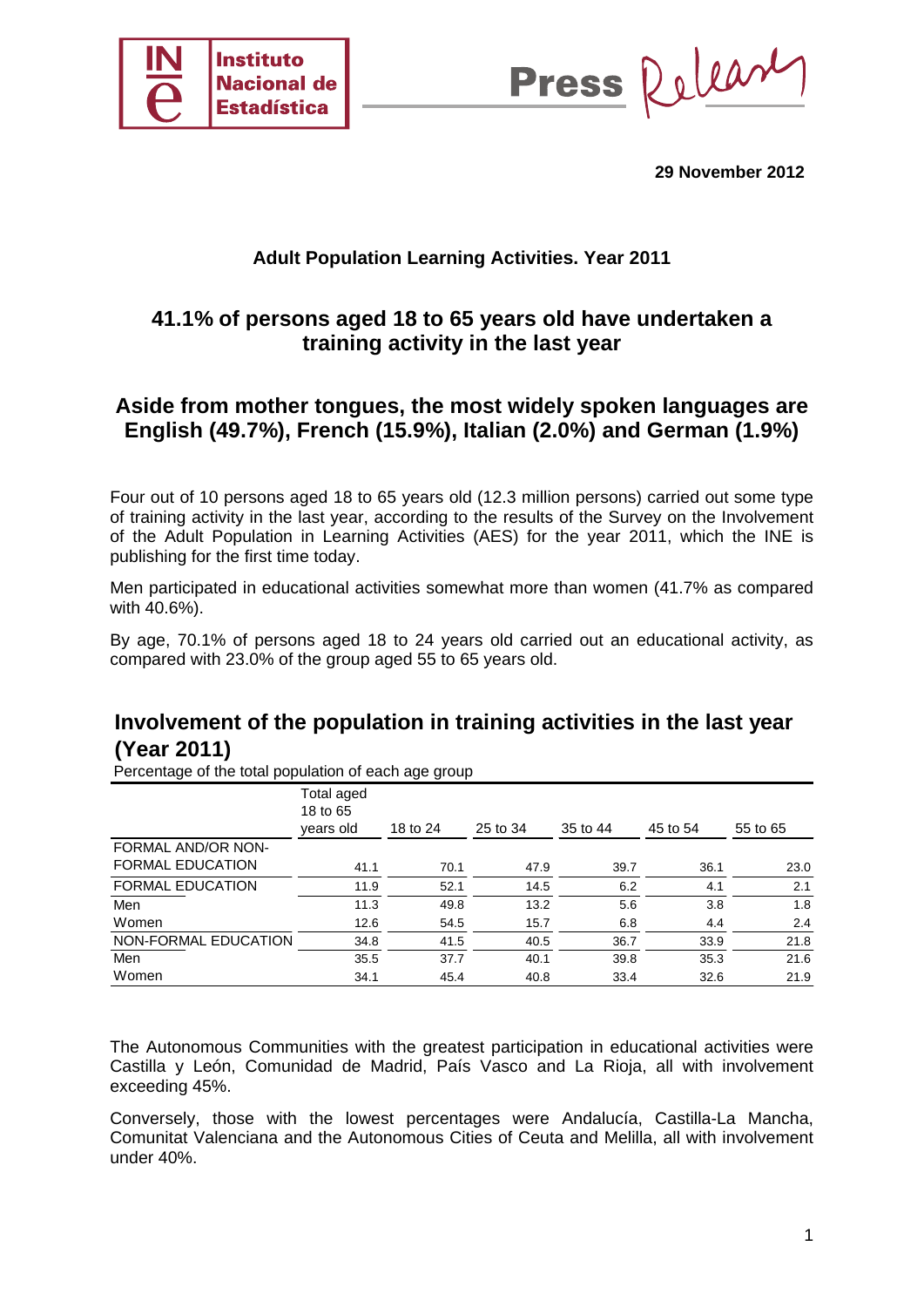29 November 2012

**Adult Population Learning Activities. Year 2011**

## 41.1% of persons aged 18 to 65 years old have undertaken a training activity in the last year

## Aside from mother tongues, the most widely spoken languages are English (49.7%), French (15.9%), Italian (2.0%) and German (1.9%)

Four out of 10 persons aged 18 to 65 years old (12.3 million persons) carried out some type of training activity in the last year, according to the results of the Survey on the Involvement of the Adult Population in Learning Activities (AES) for the year 2011, which the INE is publishing for the first time today.

Men participated in educational activities somewhat more than women (41.7% as compared with 40.6%).

By age, 70.1% of persons aged 18 to 24 years old carried out an educational activity, as compared with 23.0% of the group aged 55 to 65 years old.

### Involvement of the population in training activities in the last year (Year 2011)

Percentage of the total population of each age group

| | Total aged 18 to 65 years old | 18 to 24 | 25 to 34 | 35 to 44 | 45 to 54 | 55 to 65 |
|---|---|---|---|---|---|---|
| FORMAL AND/OR NON-FORMAL EDUCATION | 41.1 | 70.1 | 47.9 | 39.7 | 36.1 | 23.0 |
| FORMAL EDUCATION | 11.9 | 52.1 | 14.5 | 6.2 | 4.1 | 2.1 |
| Men | 11.3 | 49.8 | 13.2 | 5.6 | 3.8 | 1.8 |
| Women | 12.6 | 54.5 | 15.7 | 6.8 | 4.4 | 2.4 |
| NON-FORMAL EDUCATION | 34.8 | 41.5 | 40.5 | 36.7 | 33.9 | 21.8 |
| Men | 35.5 | 37.7 | 40.1 | 39.8 | 35.3 | 21.6 |
| Women | 34.1 | 45.4 | 40.8 | 33.4 | 32.6 | 21.9 |

The Autonomous Communities with the greatest participation in educational activities were Castilla y León, Comunidad de Madrid, País Vasco and La Rioja, all with involvement exceeding 45%.

Conversely, those with the lowest percentages were Andalucía, Castilla-La Mancha, Comunitat Valenciana and the Autonomous Cities of Ceuta and Melilla, all with involvement under 40%.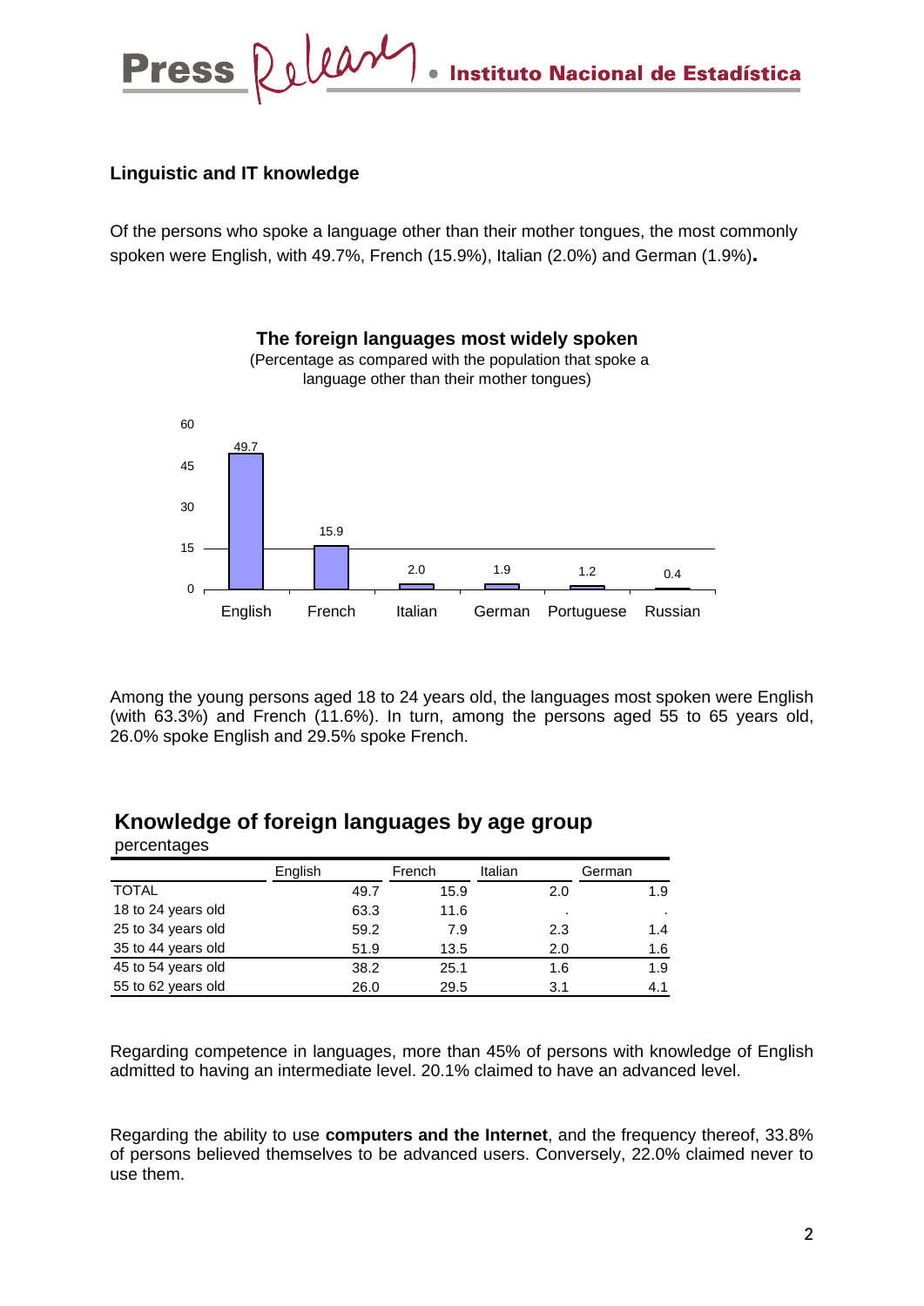## Linguistic and IT knowledge

Of the persons who spoke a language other than their mother tongues, the most commonly spoken were English, with 49.7%, French (15.9%), Italian (2.0%) and German (1.9%).

**The foreign languages most widely spoken**

(Percentage as compared with the population that spoke a language other than their mother tongues)

| Language | % |
|---|---|
| English | 49.7 |
| French | 15.9 |
| Italian | 2.0 |
| German | 1.9 |
| Portuguese | 1.2 |
| Russian | 0.4 |

Among the young persons aged 18 to 24 years old, the languages most spoken were English (with 63.3%) and French (11.6%). In turn, among the persons aged 55 to 65 years old, 26.0% spoke English and 29.5% spoke French.

## Knowledge of foreign languages by age group

percentages

| | English | French | Italian | German |
|---|---|---|---|---|
| TOTAL | 49.7 | 15.9 | 2.0 | 1.9 |
| 18 to 24 years old | 63.3 | 11.6 | . | . |
| 25 to 34 years old | 59.2 | 7.9 | 2.3 | 1.4 |
| 35 to 44 years old | 51.9 | 13.5 | 2.0 | 1.6 |
| 45 to 54 years old | 38.2 | 25.1 | 1.6 | 1.9 |
| 55 to 62 years old | 26.0 | 29.5 | 3.1 | 4.1 |

Regarding competence in languages, more than 45% of persons with knowledge of English admitted to having an intermediate level. 20.1% claimed to have an advanced level.

Regarding the ability to use **computers and the Internet**, and the frequency thereof, 33.8% of persons believed themselves to be advanced users. Conversely, 22.0% claimed never to use them.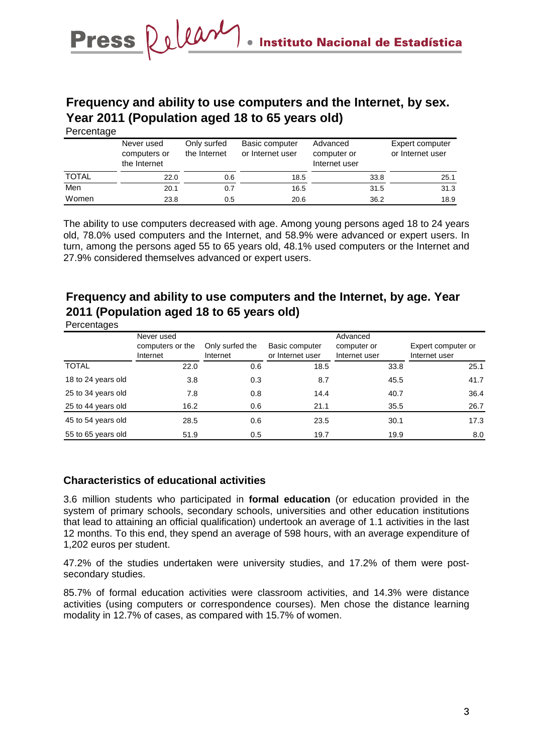## Frequency and ability to use computers and the Internet, by sex. Year 2011 (Population aged 18 to 65 years old)

Percentage

| | Never used computers or the Internet | Only surfed the Internet | Basic computer or Internet user | Advanced computer or Internet user | Expert computer or Internet user |
|---|---|---|---|---|---|
| TOTAL | 22.0 | 0.6 | 18.5 | 33.8 | 25.1 |
| Men | 20.1 | 0.7 | 16.5 | 31.5 | 31.3 |
| Women | 23.8 | 0.5 | 20.6 | 36.2 | 18.9 |

The ability to use computers decreased with age. Among young persons aged 18 to 24 years old, 78.0% used computers and the Internet, and 58.9% were advanced or expert users. In turn, among the persons aged 55 to 65 years old, 48.1% used computers or the Internet and 27.9% considered themselves advanced or expert users.

## Frequency and ability to use computers and the Internet, by age. Year 2011 (Population aged 18 to 65 years old)

Percentages

| | Never used computers or the Internet | Only surfed the Internet | Basic computer or Internet user | Advanced computer or Internet user | Expert computer or Internet user |
|---|---|---|---|---|---|
| TOTAL | 22.0 | 0.6 | 18.5 | 33.8 | 25.1 |
| 18 to 24 years old | 3.8 | 0.3 | 8.7 | 45.5 | 41.7 |
| 25 to 34 years old | 7.8 | 0.8 | 14.4 | 40.7 | 36.4 |
| 25 to 44 years old | 16.2 | 0.6 | 21.1 | 35.5 | 26.7 |
| 45 to 54 years old | 28.5 | 0.6 | 23.5 | 30.1 | 17.3 |
| 55 to 65 years old | 51.9 | 0.5 | 19.7 | 19.9 | 8.0 |

### Characteristics of educational activities

3.6 million students who participated in **formal education** (or education provided in the system of primary schools, secondary schools, universities and other education institutions that lead to attaining an official qualification) undertook an average of 1.1 activities in the last 12 months. To this end, they spend an average of 598 hours, with an average expenditure of 1,202 euros per student.

47.2% of the studies undertaken were university studies, and 17.2% of them were post-secondary studies.

85.7% of formal education activities were classroom activities, and 14.3% were distance activities (using computers or correspondence courses). Men chose the distance learning modality in 12.7% of cases, as compared with 15.7% of women.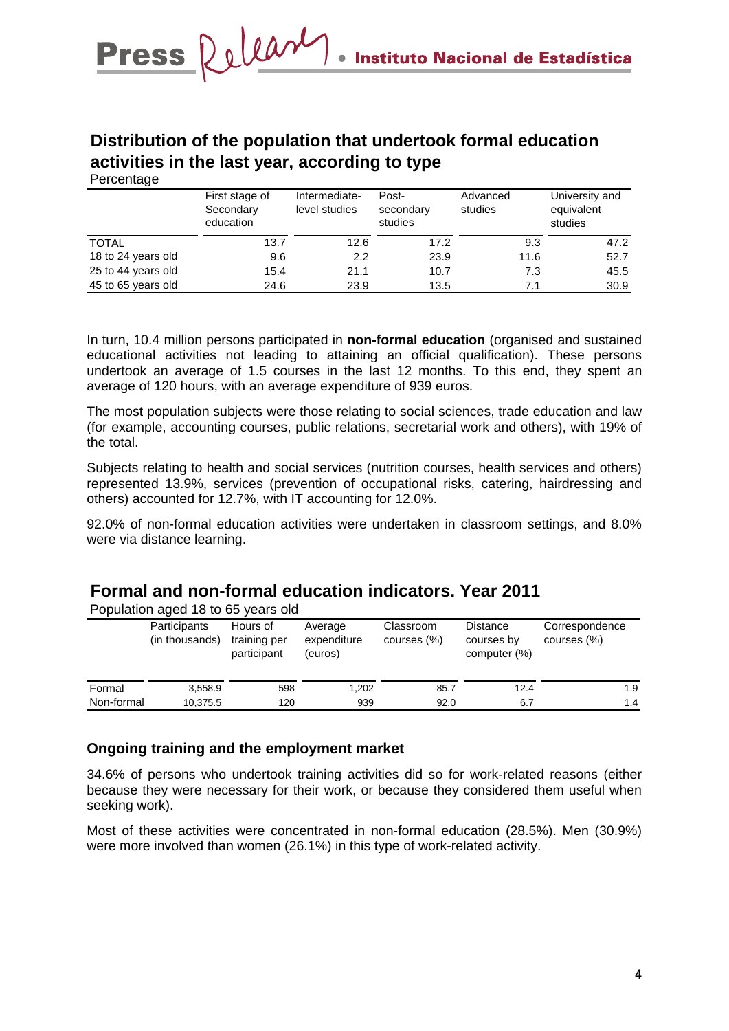## Distribution of the population that undertook formal education activities in the last year, according to type

Percentage

| | First stage of Secondary education | Intermediate-level studies | Post-secondary studies | Advanced studies | University and equivalent studies |
|---|---|---|---|---|---|
| TOTAL | 13.7 | 12.6 | 17.2 | 9.3 | 47.2 |
| 18 to 24 years old | 9.6 | 2.2 | 23.9 | 11.6 | 52.7 |
| 25 to 44 years old | 15.4 | 21.1 | 10.7 | 7.3 | 45.5 |
| 45 to 65 years old | 24.6 | 23.9 | 13.5 | 7.1 | 30.9 |

In turn, 10.4 million persons participated in **non-formal education** (organised and sustained educational activities not leading to attaining an official qualification). These persons undertook an average of 1.5 courses in the last 12 months. To this end, they spent an average of 120 hours, with an average expenditure of 939 euros.

The most population subjects were those relating to social sciences, trade education and law (for example, accounting courses, public relations, secretarial work and others), with 19% of the total.

Subjects relating to health and social services (nutrition courses, health services and others) represented 13.9%, services (prevention of occupational risks, catering, hairdressing and others) accounted for 12.7%, with IT accounting for 12.0%.

92.0% of non-formal education activities were undertaken in classroom settings, and 8.0% were via distance learning.

## Formal and non-formal education indicators. Year 2011

Population aged 18 to 65 years old

| | Participants (in thousands) | Hours of training per participant | Average expenditure (euros) | Classroom courses (%) | Distance courses by computer (%) | Correspondence courses (%) |
|---|---|---|---|---|---|---|
| Formal | 3,558.9 | 598 | 1,202 | 85.7 | 12.4 | 1.9 |
| Non-formal | 10,375.5 | 120 | 939 | 92.0 | 6.7 | 1.4 |

### Ongoing training and the employment market

34.6% of persons who undertook training activities did so for work-related reasons (either because they were necessary for their work, or because they considered them useful when seeking work).

Most of these activities were concentrated in non-formal education (28.5%). Men (30.9%) were more involved than women (26.1%) in this type of work-related activity.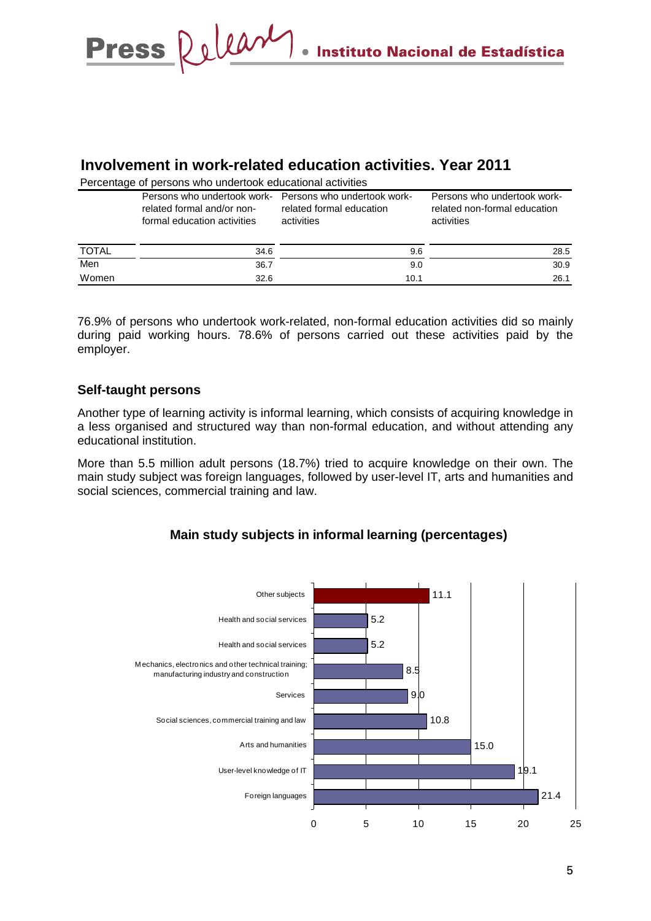## Involvement in work-related education activities. Year 2011

Percentage of persons who undertook educational activities

| | Persons who undertook work-related formal and/or non-formal education activities | Persons who undertook work-related formal education activities | Persons who undertook work-related non-formal education activities |
|---|---|---|---|
| TOTAL | 34.6 | 9.6 | 28.5 |
| Men | 36.7 | 9.0 | 30.9 |
| Women | 32.6 | 10.1 | 26.1 |

76.9% of persons who undertook work-related, non-formal education activities did so mainly during paid working hours. 78.6% of persons carried out these activities paid by the employer.

### Self-taught persons

Another type of learning activity is informal learning, which consists of acquiring knowledge in a less organised and structured way than non-formal education, and without attending any educational institution.

More than 5.5 million adult persons (18.7%) tried to acquire knowledge on their own. The main study subject was foreign languages, followed by user-level IT, arts and humanities and social sciences, commercial training and law.

**Main study subjects in informal learning (percentages)**

| Subject | Percentage |
|---|---|
| Other subjects | 11.1 |
| Health and social services | 5.2 |
| Health and social services | 5.2 |
| Mechanics, electronics and other technical training; manufacturing industry and construction | 8.5 |
| Services | 9.0 |
| Social sciences, commercial training and law | 10.8 |
| Arts and humanities | 15.0 |
| User-level knowledge of IT | 19.1 |
| Foreign languages | 21.4 |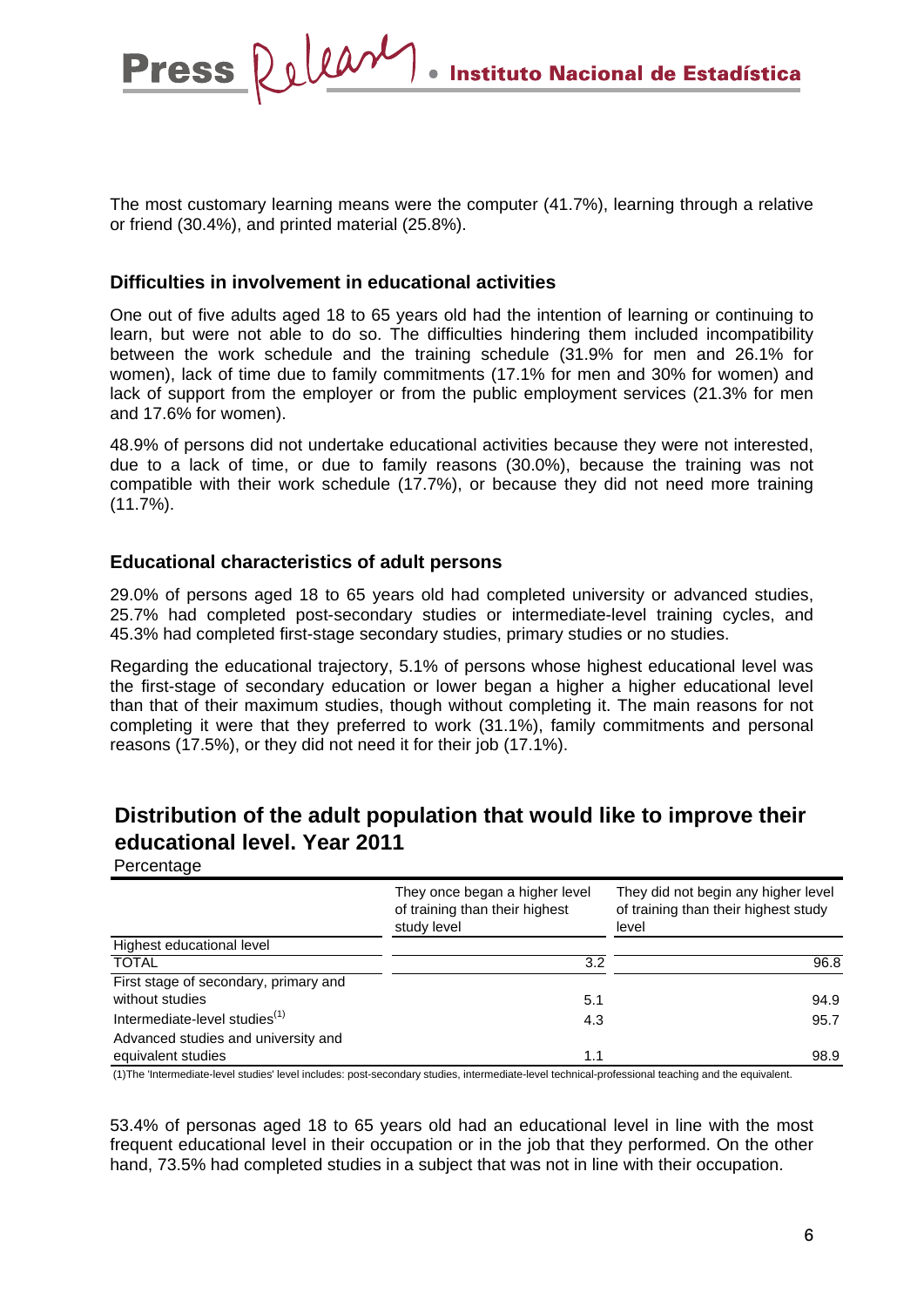The most customary learning means were the computer (41.7%), learning through a relative or friend (30.4%), and printed material (25.8%).

### Difficulties in involvement in educational activities

One out of five adults aged 18 to 65 years old had the intention of learning or continuing to learn, but were not able to do so. The difficulties hindering them included incompatibility between the work schedule and the training schedule (31.9% for men and 26.1% for women), lack of time due to family commitments (17.1% for men and 30% for women) and lack of support from the employer or from the public employment services (21.3% for men and 17.6% for women).

48.9% of persons did not undertake educational activities because they were not interested, due to a lack of time, or due to family reasons (30.0%), because the training was not compatible with their work schedule (17.7%), or because they did not need more training (11.7%).

### Educational characteristics of adult persons

29.0% of persons aged 18 to 65 years old had completed university or advanced studies, 25.7% had completed post-secondary studies or intermediate-level training cycles, and 45.3% had completed first-stage secondary studies, primary studies or no studies.

Regarding the educational trajectory, 5.1% of persons whose highest educational level was the first-stage of secondary education or lower began a higher a higher educational level than that of their maximum studies, though without completing it. The main reasons for not completing it were that they preferred to work (31.1%), family commitments and personal reasons (17.5%), or they did not need it for their job (17.1%).

## Distribution of the adult population that would like to improve their educational level. Year 2011

Percentage

| | They once began a higher level of training than their highest study level | They did not begin any higher level of training than their highest study level |
|---|---|---|
| Highest educational level | | |
| TOTAL | 3.2 | 96.8 |
| First stage of secondary, primary and without studies | 5.1 | 94.9 |
| Intermediate-level studies[1] | 4.3 | 95.7 |
| Advanced studies and university and equivalent studies | 1.1 | 98.9 |

(1)The 'Intermediate-level studies' level includes: post-secondary studies, intermediate-level technical-professional teaching and the equivalent.

53.4% of personas aged 18 to 65 years old had an educational level in line with the most frequent educational level in their occupation or in the job that they performed. On the other hand, 73.5% had completed studies in a subject that was not in line with their occupation.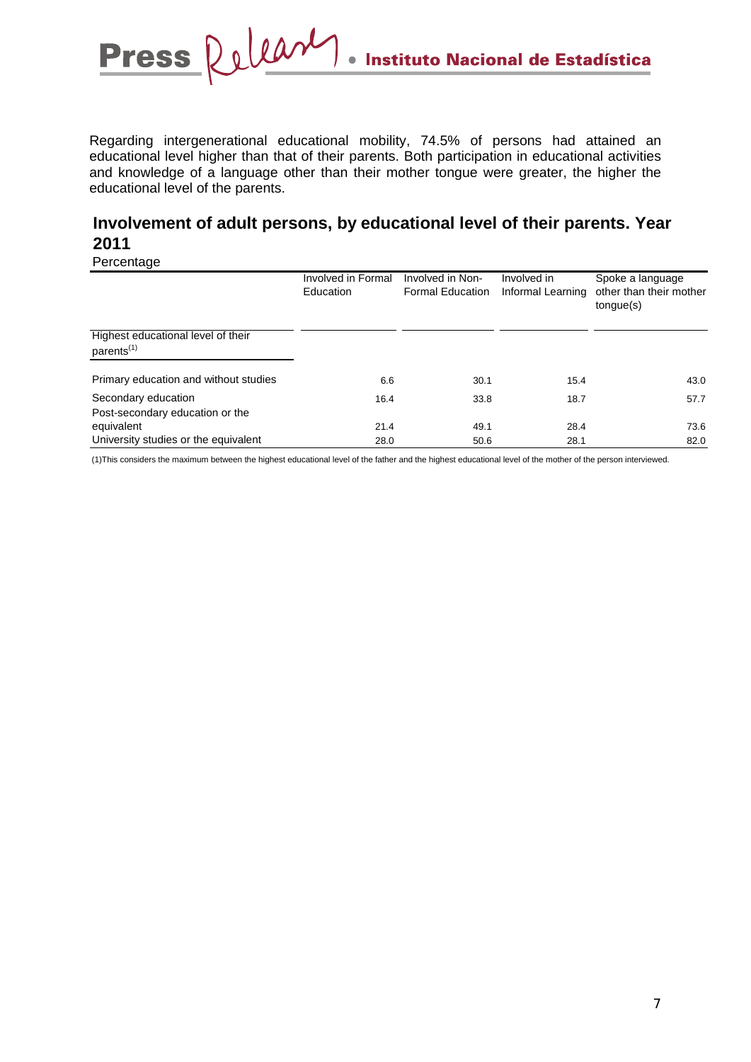Regarding intergenerational educational mobility, 74.5% of persons had attained an educational level higher than that of their parents. Both participation in educational activities and knowledge of a language other than their mother tongue were greater, the higher the educational level of the parents.

## Involvement of adult persons, by educational level of their parents. Year 2011

Percentage

| Highest educational level of their parents[1] | Involved in Formal Education | Involved in Non-Formal Education | Involved in Informal Learning | Spoke a language other than their mother tongue(s) |
|---|---|---|---|---|
| Primary education and without studies | 6.6 | 30.1 | 15.4 | 43.0 |
| Secondary education | 16.4 | 33.8 | 18.7 | 57.7 |
| Post-secondary education or the equivalent | 21.4 | 49.1 | 28.4 | 73.6 |
| University studies or the equivalent | 28.0 | 50.6 | 28.1 | 82.0 |

(1)This considers the maximum between the highest educational level of the father and the highest educational level of the mother of the person interviewed.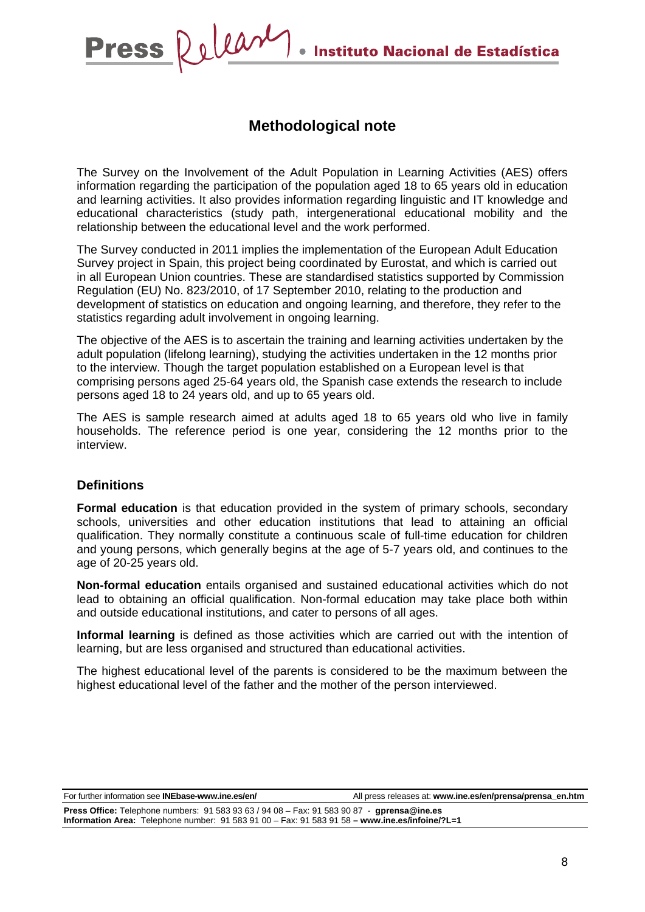## Methodological note

The Survey on the Involvement of the Adult Population in Learning Activities (AES) offers information regarding the participation of the population aged 18 to 65 years old in education and learning activities. It also provides information regarding linguistic and IT knowledge and educational characteristics (study path, intergenerational educational mobility and the relationship between the educational level and the work performed.

The Survey conducted in 2011 implies the implementation of the European Adult Education Survey project in Spain, this project being coordinated by Eurostat, and which is carried out in all European Union countries. These are standardised statistics supported by Commission Regulation (EU) No. 823/2010, of 17 September 2010, relating to the production and development of statistics on education and ongoing learning, and therefore, they refer to the statistics regarding adult involvement in ongoing learning.

The objective of the AES is to ascertain the training and learning activities undertaken by the adult population (lifelong learning), studying the activities undertaken in the 12 months prior to the interview. Though the target population established on a European level is that comprising persons aged 25-64 years old, the Spanish case extends the research to include persons aged 18 to 24 years old, and up to 65 years old.

The AES is sample research aimed at adults aged 18 to 65 years old who live in family households. The reference period is one year, considering the 12 months prior to the interview.

### Definitions

**Formal education** is that education provided in the system of primary schools, secondary schools, universities and other education institutions that lead to attaining an official qualification. They normally constitute a continuous scale of full-time education for children and young persons, which generally begins at the age of 5-7 years old, and continues to the age of 20-25 years old.

**Non-formal education** entails organised and sustained educational activities which do not lead to obtaining an official qualification. Non-formal education may take place both within and outside educational institutions, and cater to persons of all ages.

**Informal learning** is defined as those activities which are carried out with the intention of learning, but are less organised and structured than educational activities.

The highest educational level of the parents is considered to be the maximum between the highest educational level of the father and the mother of the person interviewed.